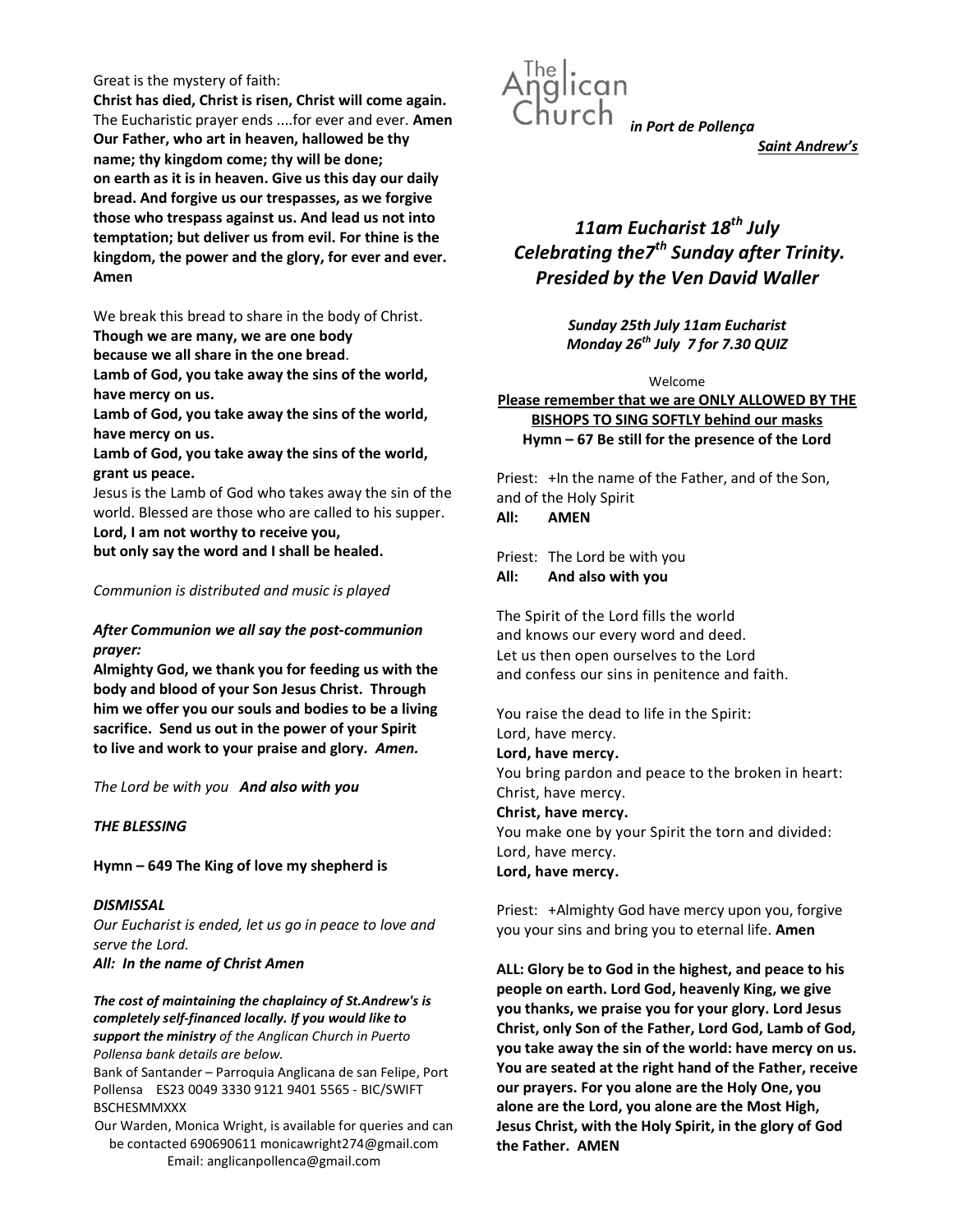Great is the mystery of faith:

**Christ has died, Christ is risen, Christ will come again.**

The Eucharistic prayer ends ....for ever and ever. **Amen**

**Our Father, who art in heaven, hallowed be thy name; thy kingdom come; thy will be done; on earth as it is in heaven. Give us this day our daily bread. And forgive us our trespasses, as we forgive those who trespass against us. And lead us not into temptation; but deliver us from evil. For thine is the kingdom, the power and the glory, for ever and ever. Amen**

We break this bread to share in the body of Christ.
**Though we are many, we are one body**
**because we all share in the one bread**.
**Lamb of God, you take away the sins of the world, have mercy on us.**
**Lamb of God, you take away the sins of the world, have mercy on us.**
**Lamb of God, you take away the sins of the world, grant us peace.**

Jesus is the Lamb of God who takes away the sin of the world. Blessed are those who are called to his supper.
**Lord, I am not worthy to receive you,**
**but only say the word and I shall be healed.**

*Communion is distributed and music is played*

***After Communion we all say the post-communion prayer:***

**Almighty God, we thank you for feeding us with the body and blood of your Son Jesus Christ. Through him we offer you our souls and bodies to be a living sacrifice. Send us out in the power of your Spirit to live and work to your praise and glory.** ***Amen.***

*The Lord be with you* ***And also with you***

***THE BLESSING***

**Hymn – 649 The King of love my shepherd is**

***DISMISSAL***

*Our Eucharist is ended, let us go in peace to love and serve the Lord.*
***All: In the name of Christ Amen***

***The cost of maintaining the chaplaincy of St.Andrew's is completely self-financed locally. If you would like to support the ministry*** *of the Anglican Church in Puerto Pollensa bank details are below.*

Bank of Santander – Parroquia Anglicana de san Felipe, Port Pollensa ES23 0049 3330 9121 9401 5565 - BIC/SWIFT BSCHESMMXXX

Our Warden, Monica Wright, is available for queries and can be contacted 690690611 monicawright274@gmail.com
Email: anglicanpollenca@gmail.com

The Anglican Church ***in Port de Pollença***

***Saint Andrew's***

# *11am Eucharist 18th July Celebrating the7th Sunday after Trinity. Presided by the Ven David Waller*

***Sunday 25th July 11am Eucharist***
***Monday 26th July 7 for 7.30 QUIZ***

Welcome

**Please remember that we are ONLY ALLOWED BY THE BISHOPS TO SING SOFTLY behind our masks**

**Hymn – 67 Be still for the presence of the Lord**

Priest: +In the name of the Father, and of the Son, and of the Holy Spirit
**All: AMEN**

Priest: The Lord be with you
**All: And also with you**

The Spirit of the Lord fills the world
and knows our every word and deed.
Let us then open ourselves to the Lord
and confess our sins in penitence and faith.

You raise the dead to life in the Spirit:
Lord, have mercy.
**Lord, have mercy.**
You bring pardon and peace to the broken in heart:
Christ, have mercy.
**Christ, have mercy.**
You make one by your Spirit the torn and divided:
Lord, have mercy.
**Lord, have mercy.**

Priest: +Almighty God have mercy upon you, forgive you your sins and bring you to eternal life. **Amen**

**ALL: Glory be to God in the highest, and peace to his people on earth. Lord God, heavenly King, we give you thanks, we praise you for your glory. Lord Jesus Christ, only Son of the Father, Lord God, Lamb of God, you take away the sin of the world: have mercy on us. You are seated at the right hand of the Father, receive our prayers. For you alone are the Holy One, you alone are the Lord, you alone are the Most High, Jesus Christ, with the Holy Spirit, in the glory of God the Father. AMEN**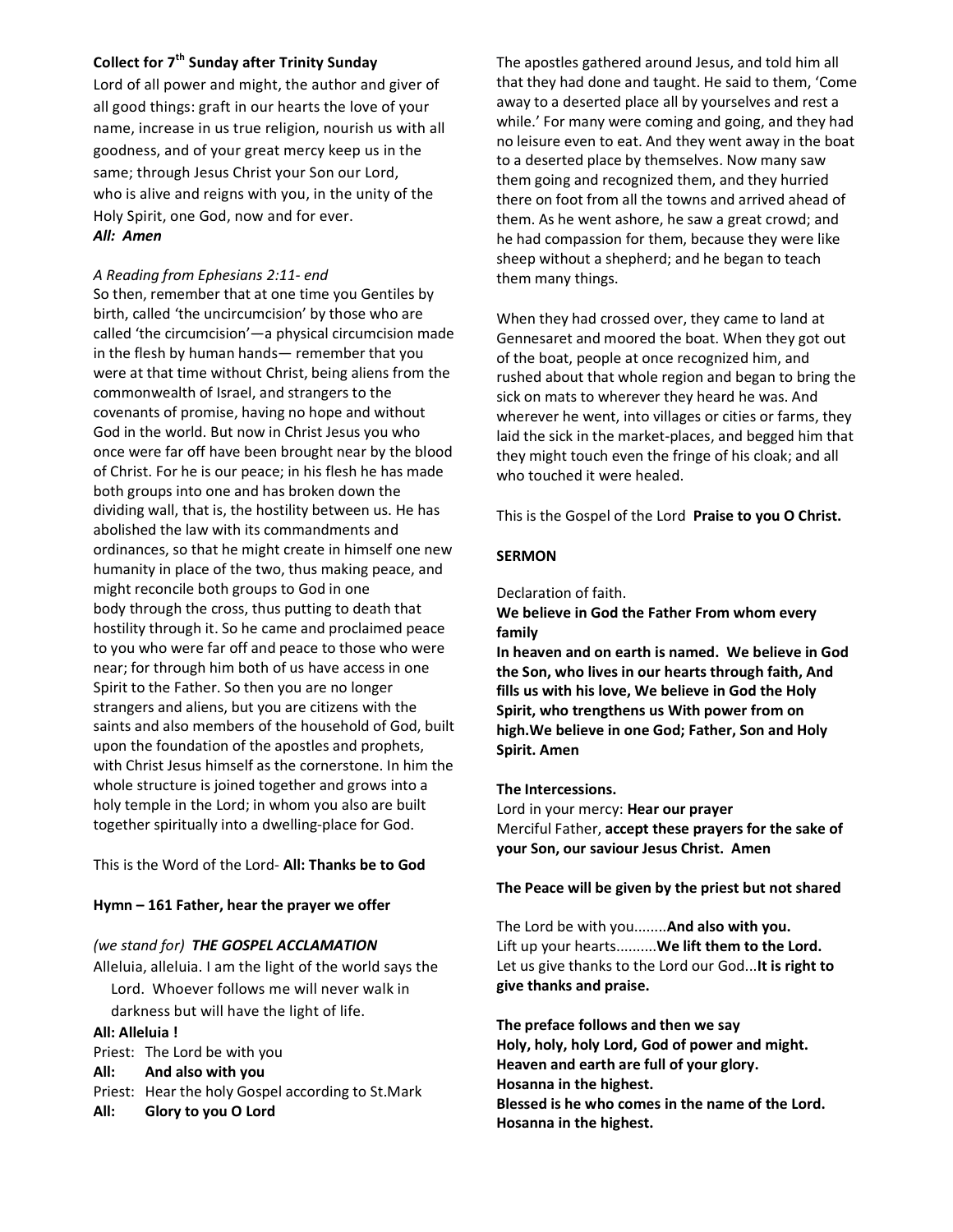**Collect for 7th Sunday after Trinity Sunday**

Lord of all power and might, the author and giver of all good things: graft in our hearts the love of your name, increase in us true religion, nourish us with all goodness, and of your great mercy keep us in the same; through Jesus Christ your Son our Lord, who is alive and reigns with you, in the unity of the Holy Spirit, one God, now and for ever.

***All: Amen***

*A Reading from Ephesians 2:11- end*

So then, remember that at one time you Gentiles by birth, called 'the uncircumcision' by those who are called 'the circumcision'—a physical circumcision made in the flesh by human hands— remember that you were at that time without Christ, being aliens from the commonwealth of Israel, and strangers to the covenants of promise, having no hope and without God in the world. But now in Christ Jesus you who once were far off have been brought near by the blood of Christ. For he is our peace; in his flesh he has made both groups into one and has broken down the dividing wall, that is, the hostility between us. He has abolished the law with its commandments and ordinances, so that he might create in himself one new humanity in place of the two, thus making peace, and might reconcile both groups to God in one body through the cross, thus putting to death that hostility through it. So he came and proclaimed peace to you who were far off and peace to those who were near; for through him both of us have access in one Spirit to the Father. So then you are no longer strangers and aliens, but you are citizens with the saints and also members of the household of God, built upon the foundation of the apostles and prophets, with Christ Jesus himself as the cornerstone. In him the whole structure is joined together and grows into a holy temple in the Lord; in whom you also are built together spiritually into a dwelling-place for God.

This is the Word of the Lord- **All: Thanks be to God**

**Hymn – 161 Father, hear the prayer we offer**

*(we stand for)* ***THE GOSPEL ACCLAMATION***

Alleluia, alleluia. I am the light of the world says the Lord. Whoever follows me will never walk in darkness but will have the light of life.

**All: Alleluia !**

Priest: The Lord be with you

**All: And also with you**

Priest: Hear the holy Gospel according to St.Mark

**All: Glory to you O Lord**

The apostles gathered around Jesus, and told him all that they had done and taught. He said to them, 'Come away to a deserted place all by yourselves and rest a while.' For many were coming and going, and they had no leisure even to eat. And they went away in the boat to a deserted place by themselves. Now many saw them going and recognized them, and they hurried there on foot from all the towns and arrived ahead of them. As he went ashore, he saw a great crowd; and he had compassion for them, because they were like sheep without a shepherd; and he began to teach them many things.

When they had crossed over, they came to land at Gennesaret and moored the boat. When they got out of the boat, people at once recognized him, and rushed about that whole region and began to bring the sick on mats to wherever they heard he was. And wherever he went, into villages or cities or farms, they laid the sick in the market-places, and begged him that they might touch even the fringe of his cloak; and all who touched it were healed.

This is the Gospel of the Lord **Praise to you O Christ.**

**SERMON**

Declaration of faith.

**We believe in God the Father From whom every family In heaven and on earth is named. We believe in God the Son, who lives in our hearts through faith, And fills us with his love, We believe in God the Holy Spirit, who trengthens us With power from on high.We believe in one God; Father, Son and Holy Spirit. Amen**

**The Intercessions.**

Lord in your mercy: **Hear our prayer**

Merciful Father, **accept these prayers for the sake of your Son, our saviour Jesus Christ. Amen**

**The Peace will be given by the priest but not shared**

The Lord be with you........**And also with you.**

Lift up your hearts..........**We lift them to the Lord.**

Let us give thanks to the Lord our God...**It is right to give thanks and praise.**

**The preface follows and then we say**

**Holy, holy, holy Lord, God of power and might.**

**Heaven and earth are full of your glory.**

**Hosanna in the highest.**

**Blessed is he who comes in the name of the Lord.**

**Hosanna in the highest.**